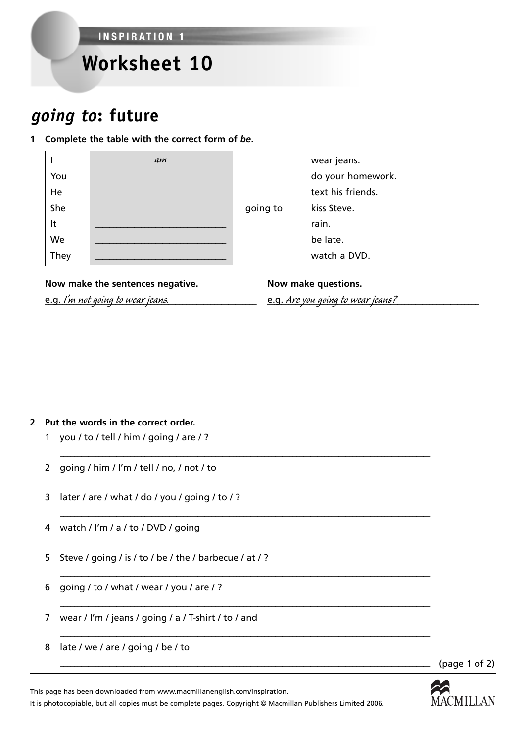INSPIRATION 1

# Worksheet 10

## *going to*: future

**1 Complete the table with the correct form of *be*.**

| | | | |
|---|---|---|---|
| I | *am* | | wear jeans. |
| You | ______ | | do your homework. |
| He | ______ | | text his friends. |
| She | ______ | going to | kiss Steve. |
| It | ______ | | rain. |
| We | ______ | | be late. |
| They | ______ | | watch a DVD. |

**Now make the sentences negative.**

e.g. *I'm not going to wear jeans.*

______
______
______
______
______
______

**Now make questions.**

e.g. *Are you going to wear jeans?*

______
______
______
______
______
______

**2 Put the words in the correct order.**

1. you / to / tell / him / going / are / ?
   ______
2. going / him / I'm / tell / no, / not / to
   ______
3. later / are / what / do / you / going / to / ?
   ______
4. watch / I'm / a / to / DVD / going
   ______
5. Steve / going / is / to / be / the / barbecue / at / ?
   ______
6. going / to / what / wear / you / are / ?
   ______
7. wear / I'm / jeans / going / a / T-shirt / to / and
   ______
8. late / we / are / going / be / to
   ______

This page has been downloaded from www.macmillanenglish.com/inspiration.
It is photocopiable, but all copies must be complete pages. Copyright © Macmillan Publishers Limited 2006.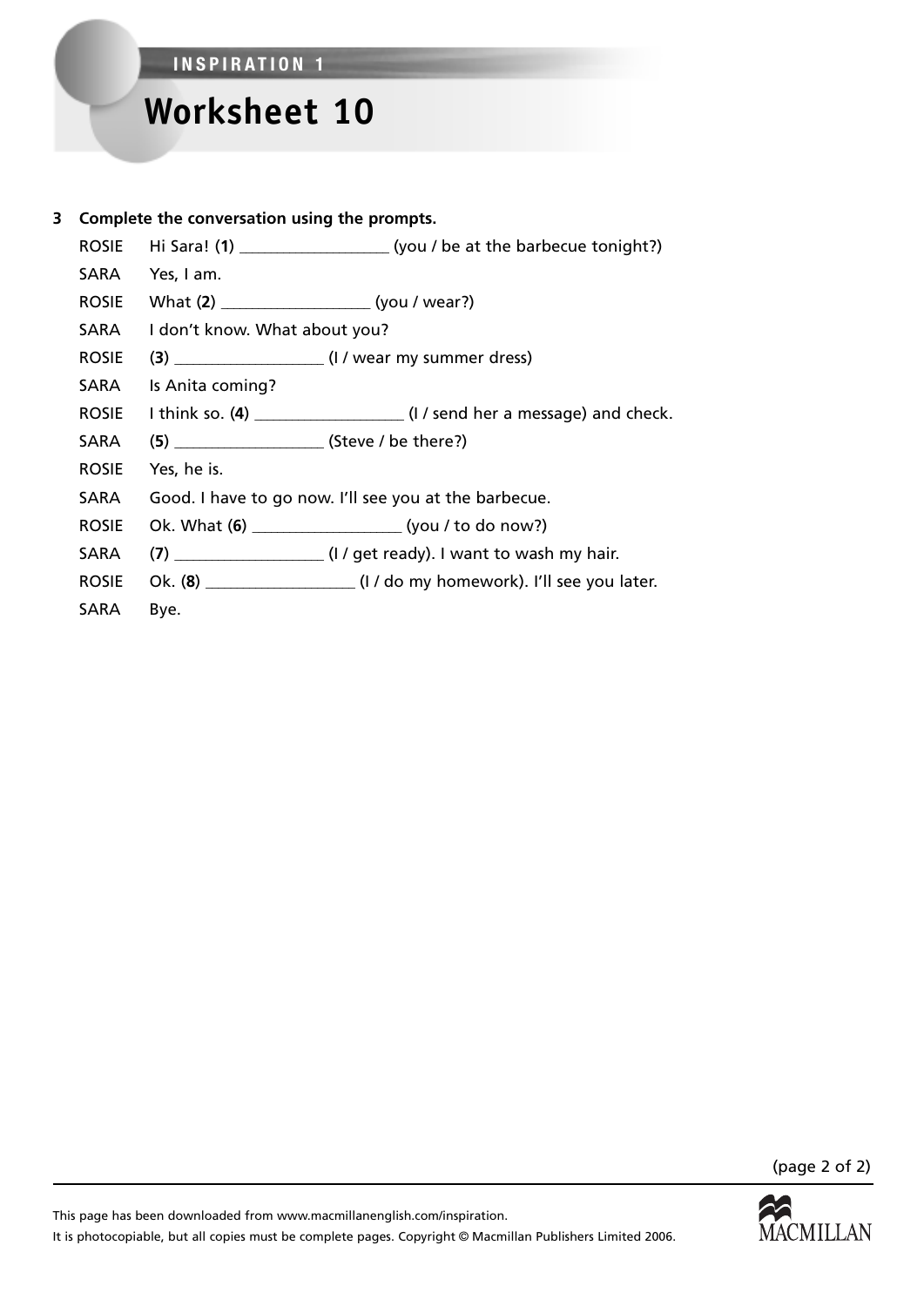# Worksheet 10

**3 Complete the conversation using the prompts.**

ROSIE Hi Sara! (**1**) _________________ (you / be at the barbecue tonight?)

SARA Yes, I am.

ROSIE What (**2**) _________________ (you / wear?)

SARA I don't know. What about you?

ROSIE (**3**) _________________ (I / wear my summer dress)

SARA Is Anita coming?

ROSIE I think so. (**4**) _________________ (I / send her a message) and check.

SARA (**5**) _________________ (Steve / be there?)

ROSIE Yes, he is.

SARA Good. I have to go now. I'll see you at the barbecue.

ROSIE Ok. What (**6**) _________________ (you / to do now?)

SARA (**7**) _________________ (I / get ready). I want to wash my hair.

ROSIE Ok. (**8**) _________________ (I / do my homework). I'll see you later.

SARA Bye.

This page has been downloaded from www.macmillanenglish.com/inspiration.
It is photocopiable, but all copies must be complete pages. Copyright © Macmillan Publishers Limited 2006.